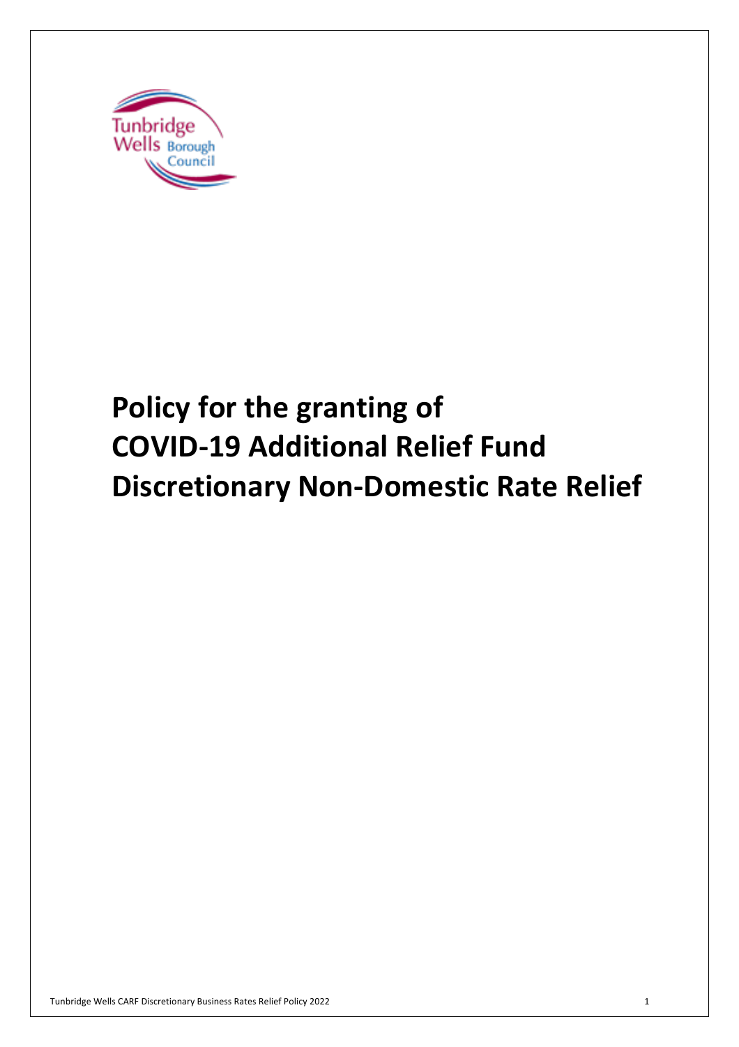# Policy for the granting of COVID-19 Additional Relief Fund Discretionary Non-Domestic Rate Relief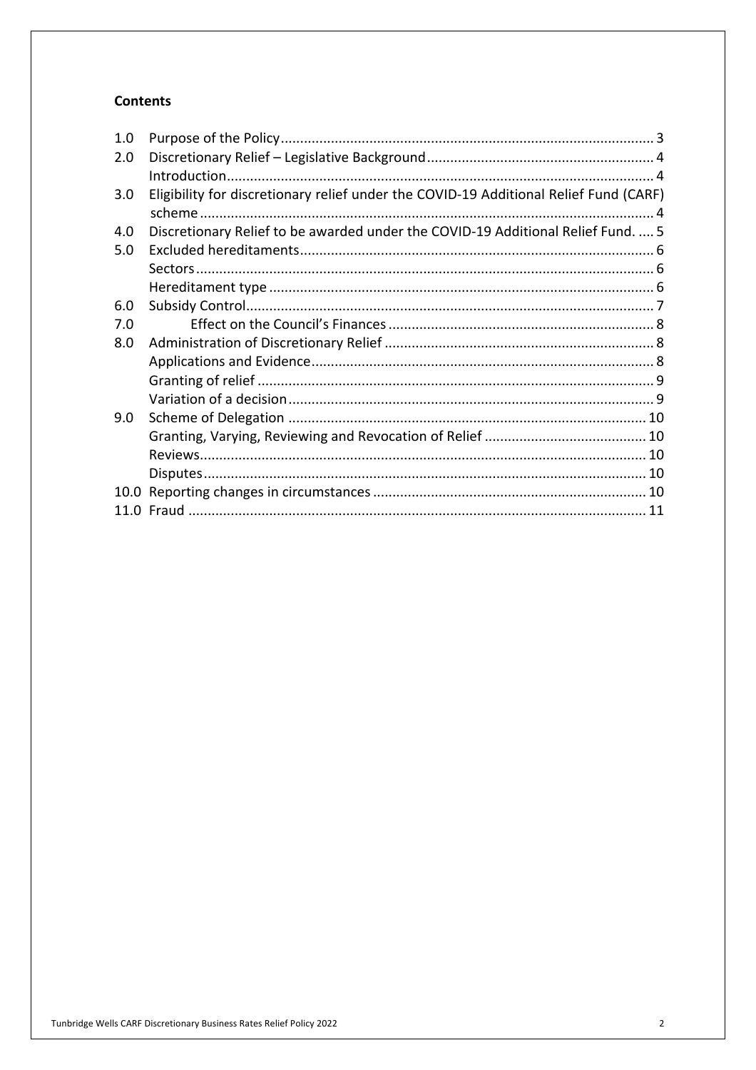## Contents

| | | |
|---|---|---|
| 1.0 | Purpose of the Policy | 3 |
| 2.0 | Discretionary Relief – Legislative Background | 4 |
| | Introduction | 4 |
| 3.0 | Eligibility for discretionary relief under the COVID-19 Additional Relief Fund (CARF) scheme | 4 |
| 4.0 | Discretionary Relief to be awarded under the COVID-19 Additional Relief Fund. | 5 |
| 5.0 | Excluded hereditaments | 6 |
| | Sectors | 6 |
| | Hereditament type | 6 |
| 6.0 | Subsidy Control | 7 |
| 7.0 | Effect on the Council's Finances | 8 |
| 8.0 | Administration of Discretionary Relief | 8 |
| | Applications and Evidence | 8 |
| | Granting of relief | 9 |
| | Variation of a decision | 9 |
| 9.0 | Scheme of Delegation | 10 |
| | Granting, Varying, Reviewing and Revocation of Relief | 10 |
| | Reviews | 10 |
| | Disputes | 10 |
| 10.0 | Reporting changes in circumstances | 10 |
| 11.0 | Fraud | 11 |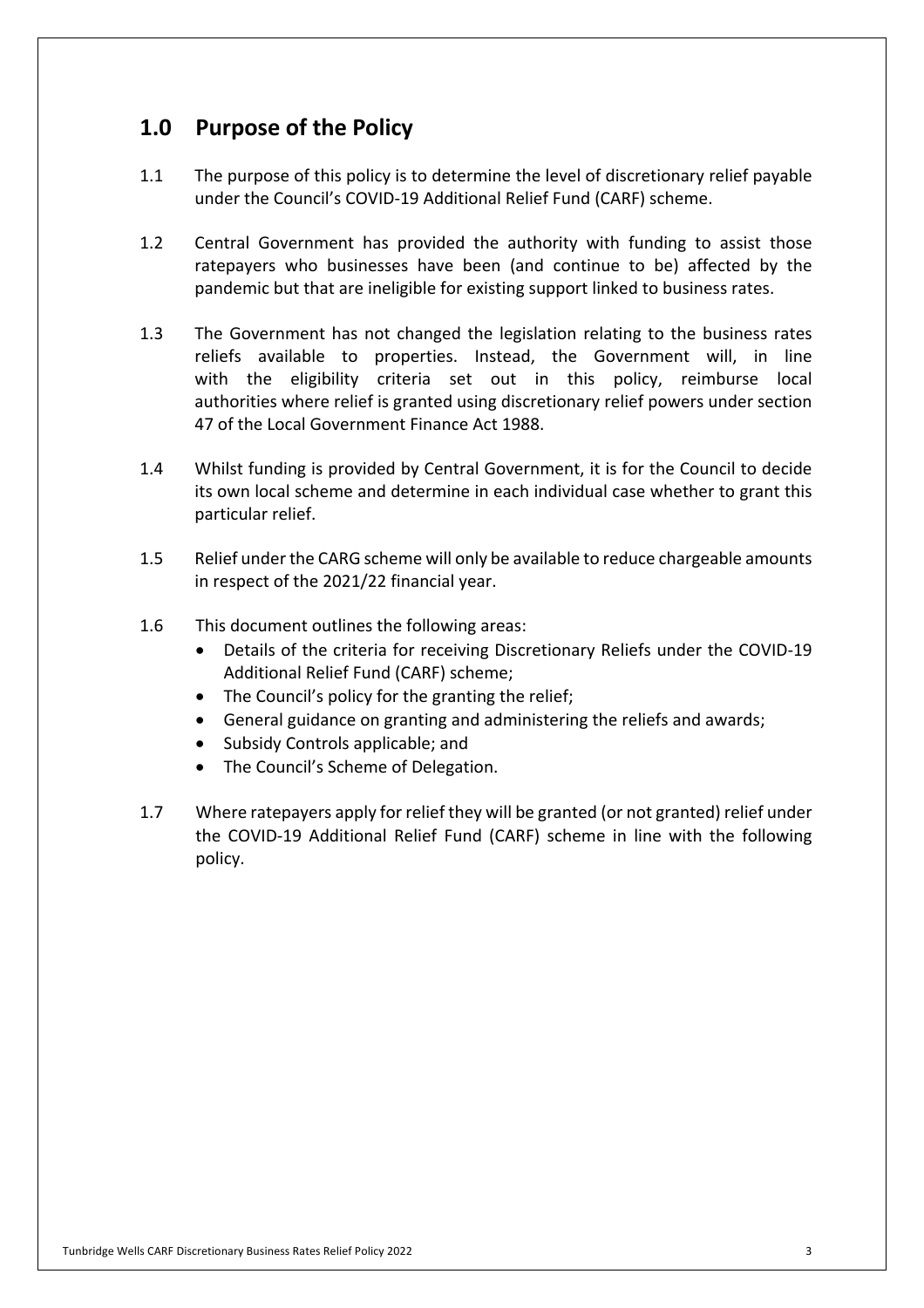## 1.0 Purpose of the Policy

1.1 The purpose of this policy is to determine the level of discretionary relief payable under the Council's COVID-19 Additional Relief Fund (CARF) scheme.

1.2 Central Government has provided the authority with funding to assist those ratepayers who businesses have been (and continue to be) affected by the pandemic but that are ineligible for existing support linked to business rates.

1.3 The Government has not changed the legislation relating to the business rates reliefs available to properties. Instead, the Government will, in line with the eligibility criteria set out in this policy, reimburse local authorities where relief is granted using discretionary relief powers under section 47 of the Local Government Finance Act 1988.

1.4 Whilst funding is provided by Central Government, it is for the Council to decide its own local scheme and determine in each individual case whether to grant this particular relief.

1.5 Relief under the CARG scheme will only be available to reduce chargeable amounts in respect of the 2021/22 financial year.

1.6 This document outlines the following areas:

- Details of the criteria for receiving Discretionary Reliefs under the COVID-19 Additional Relief Fund (CARF) scheme;
- The Council's policy for the granting the relief;
- General guidance on granting and administering the reliefs and awards;
- Subsidy Controls applicable; and
- The Council's Scheme of Delegation.

1.7 Where ratepayers apply for relief they will be granted (or not granted) relief under the COVID-19 Additional Relief Fund (CARF) scheme in line with the following policy.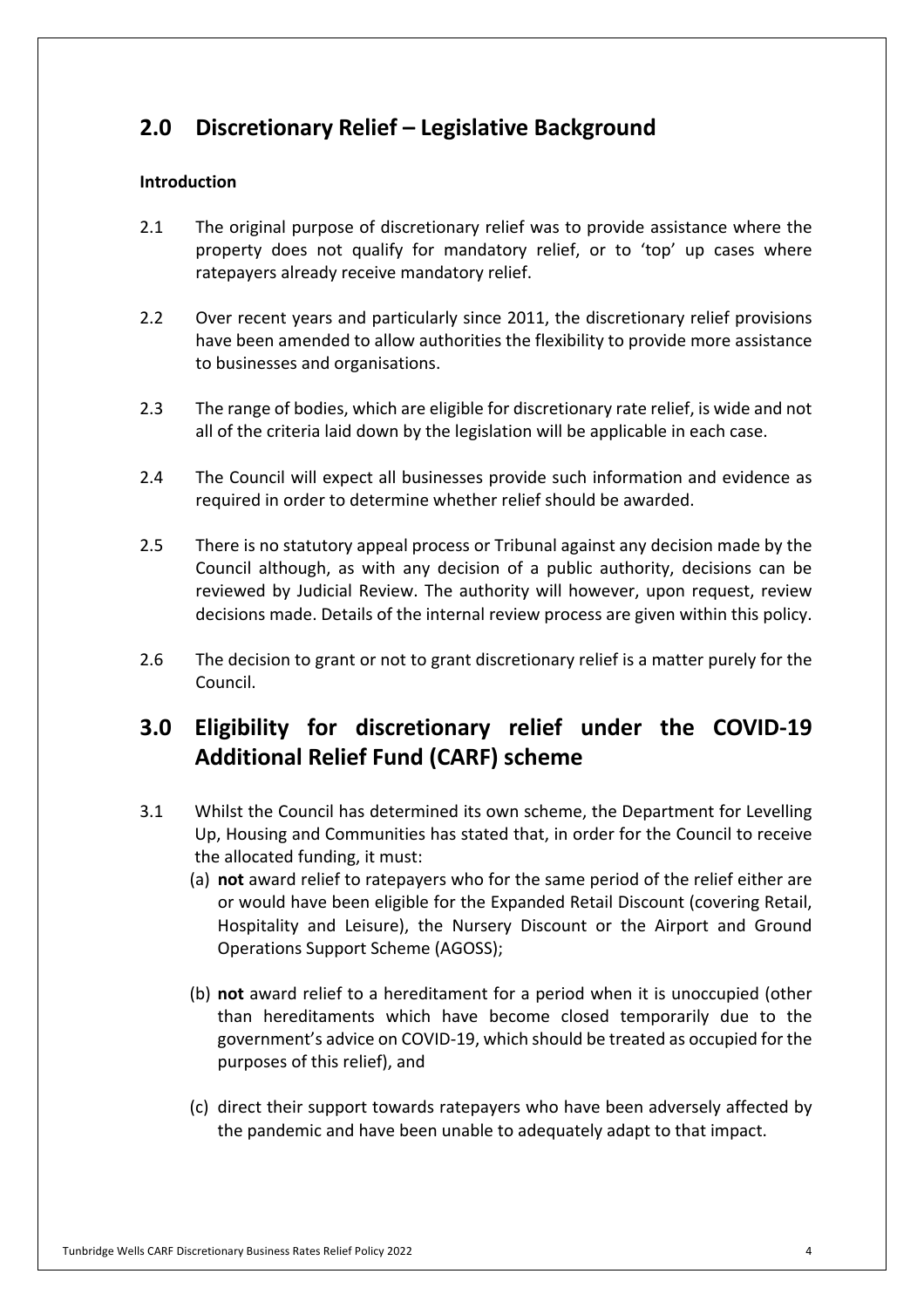## 2.0 Discretionary Relief – Legislative Background

**Introduction**

2.1 The original purpose of discretionary relief was to provide assistance where the property does not qualify for mandatory relief, or to 'top' up cases where ratepayers already receive mandatory relief.

2.2 Over recent years and particularly since 2011, the discretionary relief provisions have been amended to allow authorities the flexibility to provide more assistance to businesses and organisations.

2.3 The range of bodies, which are eligible for discretionary rate relief, is wide and not all of the criteria laid down by the legislation will be applicable in each case.

2.4 The Council will expect all businesses provide such information and evidence as required in order to determine whether relief should be awarded.

2.5 There is no statutory appeal process or Tribunal against any decision made by the Council although, as with any decision of a public authority, decisions can be reviewed by Judicial Review. The authority will however, upon request, review decisions made. Details of the internal review process are given within this policy.

2.6 The decision to grant or not to grant discretionary relief is a matter purely for the Council.

## 3.0 Eligibility for discretionary relief under the COVID-19 Additional Relief Fund (CARF) scheme

3.1 Whilst the Council has determined its own scheme, the Department for Levelling Up, Housing and Communities has stated that, in order for the Council to receive the allocated funding, it must:

(a) **not** award relief to ratepayers who for the same period of the relief either are or would have been eligible for the Expanded Retail Discount (covering Retail, Hospitality and Leisure), the Nursery Discount or the Airport and Ground Operations Support Scheme (AGOSS);

(b) **not** award relief to a hereditament for a period when it is unoccupied (other than hereditaments which have become closed temporarily due to the government's advice on COVID-19, which should be treated as occupied for the purposes of this relief), and

(c) direct their support towards ratepayers who have been adversely affected by the pandemic and have been unable to adequately adapt to that impact.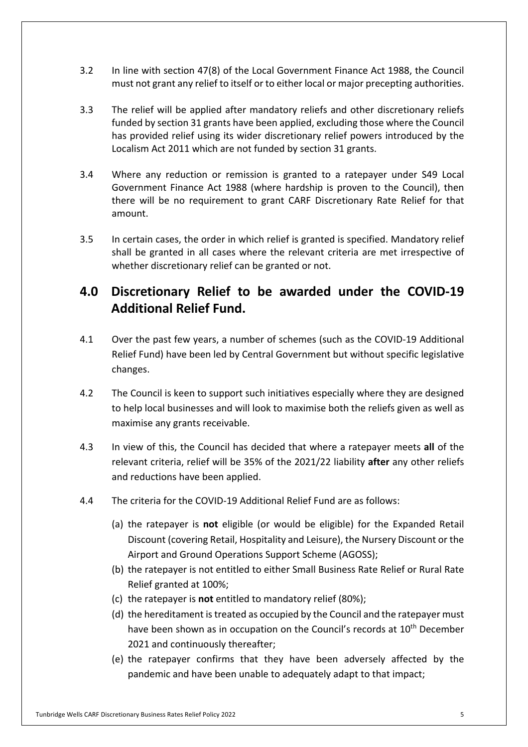3.2 In line with section 47(8) of the Local Government Finance Act 1988, the Council must not grant any relief to itself or to either local or major precepting authorities.

3.3 The relief will be applied after mandatory reliefs and other discretionary reliefs funded by section 31 grants have been applied, excluding those where the Council has provided relief using its wider discretionary relief powers introduced by the Localism Act 2011 which are not funded by section 31 grants.

3.4 Where any reduction or remission is granted to a ratepayer under S49 Local Government Finance Act 1988 (where hardship is proven to the Council), then there will be no requirement to grant CARF Discretionary Rate Relief for that amount.

3.5 In certain cases, the order in which relief is granted is specified. Mandatory relief shall be granted in all cases where the relevant criteria are met irrespective of whether discretionary relief can be granted or not.

## 4.0 Discretionary Relief to be awarded under the COVID-19 Additional Relief Fund.

4.1 Over the past few years, a number of schemes (such as the COVID-19 Additional Relief Fund) have been led by Central Government but without specific legislative changes.

4.2 The Council is keen to support such initiatives especially where they are designed to help local businesses and will look to maximise both the reliefs given as well as maximise any grants receivable.

4.3 In view of this, the Council has decided that where a ratepayer meets **all** of the relevant criteria, relief will be 35% of the 2021/22 liability **after** any other reliefs and reductions have been applied.

4.4 The criteria for the COVID-19 Additional Relief Fund are as follows:

(a) the ratepayer is **not** eligible (or would be eligible) for the Expanded Retail Discount (covering Retail, Hospitality and Leisure), the Nursery Discount or the Airport and Ground Operations Support Scheme (AGOSS);

(b) the ratepayer is not entitled to either Small Business Rate Relief or Rural Rate Relief granted at 100%;

(c) the ratepayer is **not** entitled to mandatory relief (80%);

(d) the hereditament is treated as occupied by the Council and the ratepayer must have been shown as in occupation on the Council's records at 10th December 2021 and continuously thereafter;

(e) the ratepayer confirms that they have been adversely affected by the pandemic and have been unable to adequately adapt to that impact;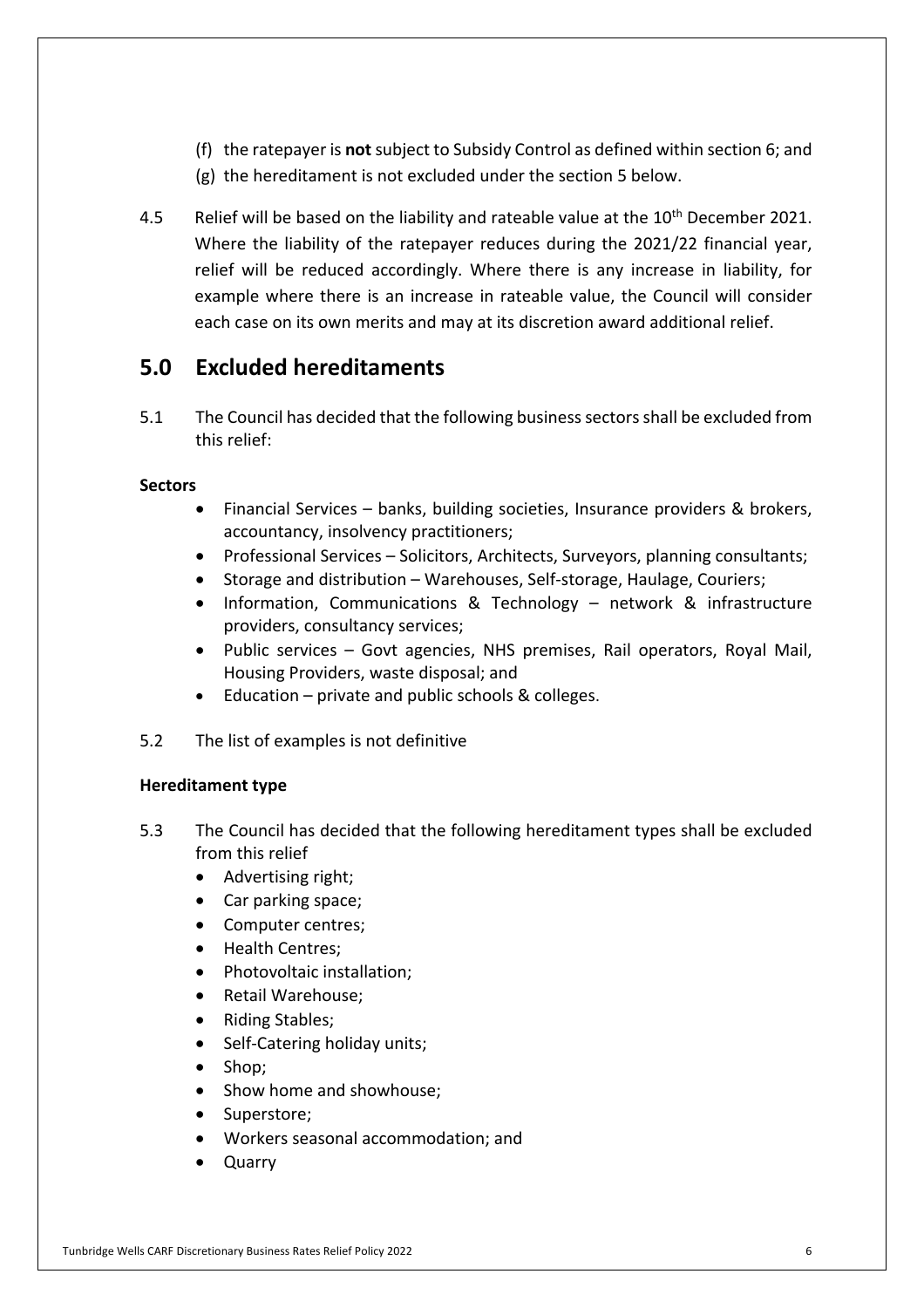(f) the ratepayer is **not** subject to Subsidy Control as defined within section 6; and
(g) the hereditament is not excluded under the section 5 below.

4.5 Relief will be based on the liability and rateable value at the 10th December 2021. Where the liability of the ratepayer reduces during the 2021/22 financial year, relief will be reduced accordingly. Where there is any increase in liability, for example where there is an increase in rateable value, the Council will consider each case on its own merits and may at its discretion award additional relief.

## 5.0 Excluded hereditaments

5.1 The Council has decided that the following business sectors shall be excluded from this relief:

**Sectors**

- Financial Services – banks, building societies, Insurance providers & brokers, accountancy, insolvency practitioners;
- Professional Services – Solicitors, Architects, Surveyors, planning consultants;
- Storage and distribution – Warehouses, Self-storage, Haulage, Couriers;
- Information, Communications & Technology – network & infrastructure providers, consultancy services;
- Public services – Govt agencies, NHS premises, Rail operators, Royal Mail, Housing Providers, waste disposal; and
- Education – private and public schools & colleges.

5.2 The list of examples is not definitive

**Hereditament type**

5.3 The Council has decided that the following hereditament types shall be excluded from this relief

- Advertising right;
- Car parking space;
- Computer centres;
- Health Centres;
- Photovoltaic installation;
- Retail Warehouse;
- Riding Stables;
- Self-Catering holiday units;
- Shop;
- Show home and showhouse;
- Superstore;
- Workers seasonal accommodation; and
- Quarry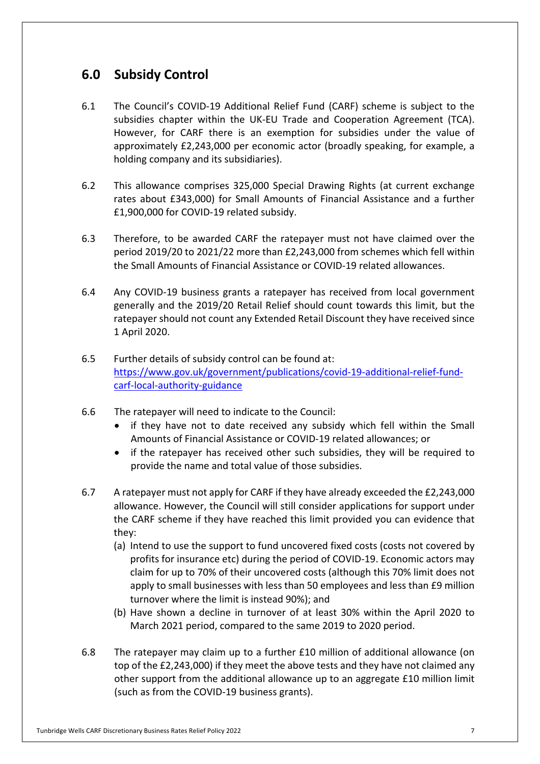## 6.0 Subsidy Control

6.1 The Council's COVID-19 Additional Relief Fund (CARF) scheme is subject to the subsidies chapter within the UK-EU Trade and Cooperation Agreement (TCA). However, for CARF there is an exemption for subsidies under the value of approximately £2,243,000 per economic actor (broadly speaking, for example, a holding company and its subsidiaries).

6.2 This allowance comprises 325,000 Special Drawing Rights (at current exchange rates about £343,000) for Small Amounts of Financial Assistance and a further £1,900,000 for COVID-19 related subsidy.

6.3 Therefore, to be awarded CARF the ratepayer must not have claimed over the period 2019/20 to 2021/22 more than £2,243,000 from schemes which fell within the Small Amounts of Financial Assistance or COVID-19 related allowances.

6.4 Any COVID-19 business grants a ratepayer has received from local government generally and the 2019/20 Retail Relief should count towards this limit, but the ratepayer should not count any Extended Retail Discount they have received since 1 April 2020.

6.5 Further details of subsidy control can be found at: [https://www.gov.uk/government/publications/covid-19-additional-relief-fund-carf-local-authority-guidance](https://www.gov.uk/government/publications/covid-19-additional-relief-fund-carf-local-authority-guidance)

6.6 The ratepayer will need to indicate to the Council:

- if they have not to date received any subsidy which fell within the Small Amounts of Financial Assistance or COVID-19 related allowances; or
- if the ratepayer has received other such subsidies, they will be required to provide the name and total value of those subsidies.

6.7 A ratepayer must not apply for CARF if they have already exceeded the £2,243,000 allowance. However, the Council will still consider applications for support under the CARF scheme if they have reached this limit provided you can evidence that they:

(a) Intend to use the support to fund uncovered fixed costs (costs not covered by profits for insurance etc) during the period of COVID-19. Economic actors may claim for up to 70% of their uncovered costs (although this 70% limit does not apply to small businesses with less than 50 employees and less than £9 million turnover where the limit is instead 90%); and

(b) Have shown a decline in turnover of at least 30% within the April 2020 to March 2021 period, compared to the same 2019 to 2020 period.

6.8 The ratepayer may claim up to a further £10 million of additional allowance (on top of the £2,243,000) if they meet the above tests and they have not claimed any other support from the additional allowance up to an aggregate £10 million limit (such as from the COVID-19 business grants).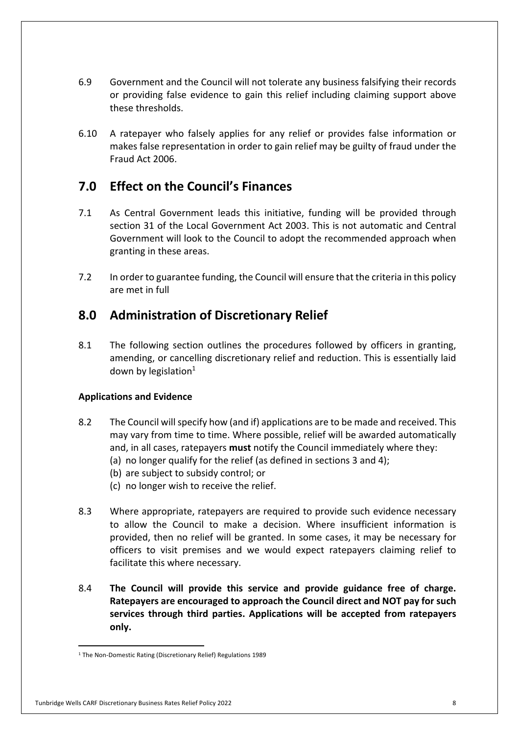6.9 Government and the Council will not tolerate any business falsifying their records or providing false evidence to gain this relief including claiming support above these thresholds.

6.10 A ratepayer who falsely applies for any relief or provides false information or makes false representation in order to gain relief may be guilty of fraud under the Fraud Act 2006.

## 7.0 Effect on the Council's Finances

7.1 As Central Government leads this initiative, funding will be provided through section 31 of the Local Government Act 2003. This is not automatic and Central Government will look to the Council to adopt the recommended approach when granting in these areas.

7.2 In order to guarantee funding, the Council will ensure that the criteria in this policy are met in full

## 8.0 Administration of Discretionary Relief

8.1 The following section outlines the procedures followed by officers in granting, amending, or cancelling discretionary relief and reduction. This is essentially laid down by legislation[1]

**Applications and Evidence**

8.2 The Council will specify how (and if) applications are to be made and received. This may vary from time to time. Where possible, relief will be awarded automatically and, in all cases, ratepayers **must** notify the Council immediately where they:
(a) no longer qualify for the relief (as defined in sections 3 and 4);
(b) are subject to subsidy control; or
(c) no longer wish to receive the relief.

8.3 Where appropriate, ratepayers are required to provide such evidence necessary to allow the Council to make a decision. Where insufficient information is provided, then no relief will be granted. In some cases, it may be necessary for officers to visit premises and we would expect ratepayers claiming relief to facilitate this where necessary.

8.4 **The Council will provide this service and provide guidance free of charge. Ratepayers are encouraged to approach the Council direct and NOT pay for such services through third parties. Applications will be accepted from ratepayers only.**

[1] The Non-Domestic Rating (Discretionary Relief) Regulations 1989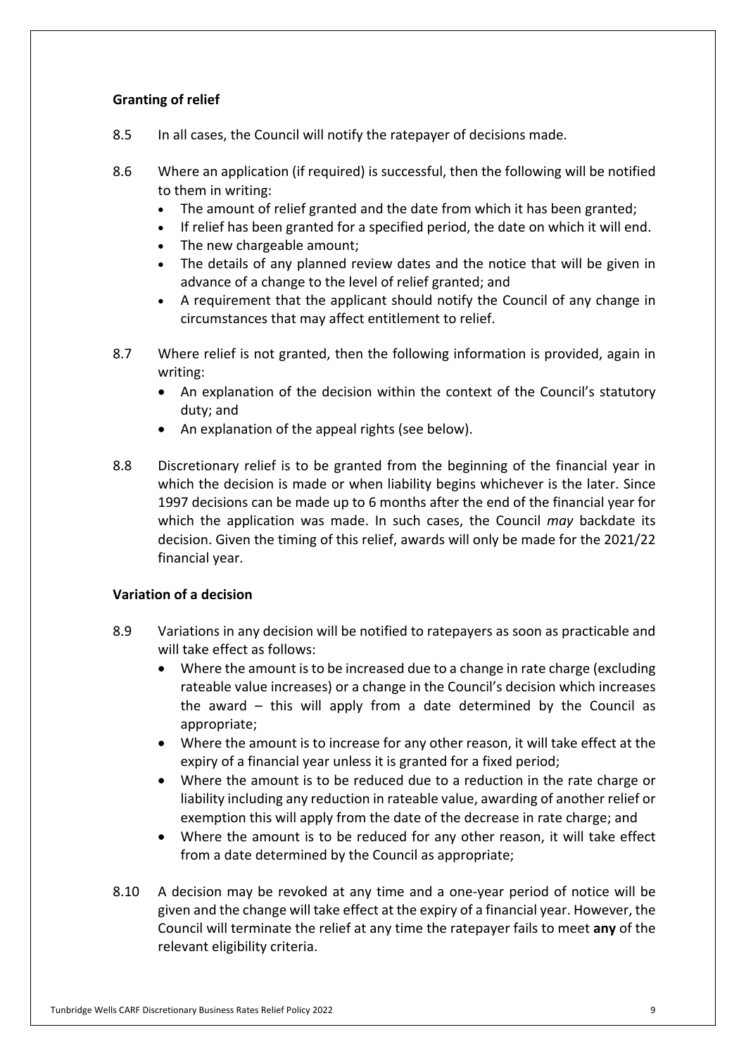**Granting of relief**

8.5 In all cases, the Council will notify the ratepayer of decisions made.

8.6 Where an application (if required) is successful, then the following will be notified to them in writing:

- The amount of relief granted and the date from which it has been granted;
- If relief has been granted for a specified period, the date on which it will end.
- The new chargeable amount;
- The details of any planned review dates and the notice that will be given in advance of a change to the level of relief granted; and
- A requirement that the applicant should notify the Council of any change in circumstances that may affect entitlement to relief.

8.7 Where relief is not granted, then the following information is provided, again in writing:

- An explanation of the decision within the context of the Council's statutory duty; and
- An explanation of the appeal rights (see below).

8.8 Discretionary relief is to be granted from the beginning of the financial year in which the decision is made or when liability begins whichever is the later. Since 1997 decisions can be made up to 6 months after the end of the financial year for which the application was made. In such cases, the Council *may* backdate its decision. Given the timing of this relief, awards will only be made for the 2021/22 financial year.

**Variation of a decision**

8.9 Variations in any decision will be notified to ratepayers as soon as practicable and will take effect as follows:

- Where the amount is to be increased due to a change in rate charge (excluding rateable value increases) or a change in the Council's decision which increases the award – this will apply from a date determined by the Council as appropriate;
- Where the amount is to increase for any other reason, it will take effect at the expiry of a financial year unless it is granted for a fixed period;
- Where the amount is to be reduced due to a reduction in the rate charge or liability including any reduction in rateable value, awarding of another relief or exemption this will apply from the date of the decrease in rate charge; and
- Where the amount is to be reduced for any other reason, it will take effect from a date determined by the Council as appropriate;

8.10 A decision may be revoked at any time and a one-year period of notice will be given and the change will take effect at the expiry of a financial year. However, the Council will terminate the relief at any time the ratepayer fails to meet **any** of the relevant eligibility criteria.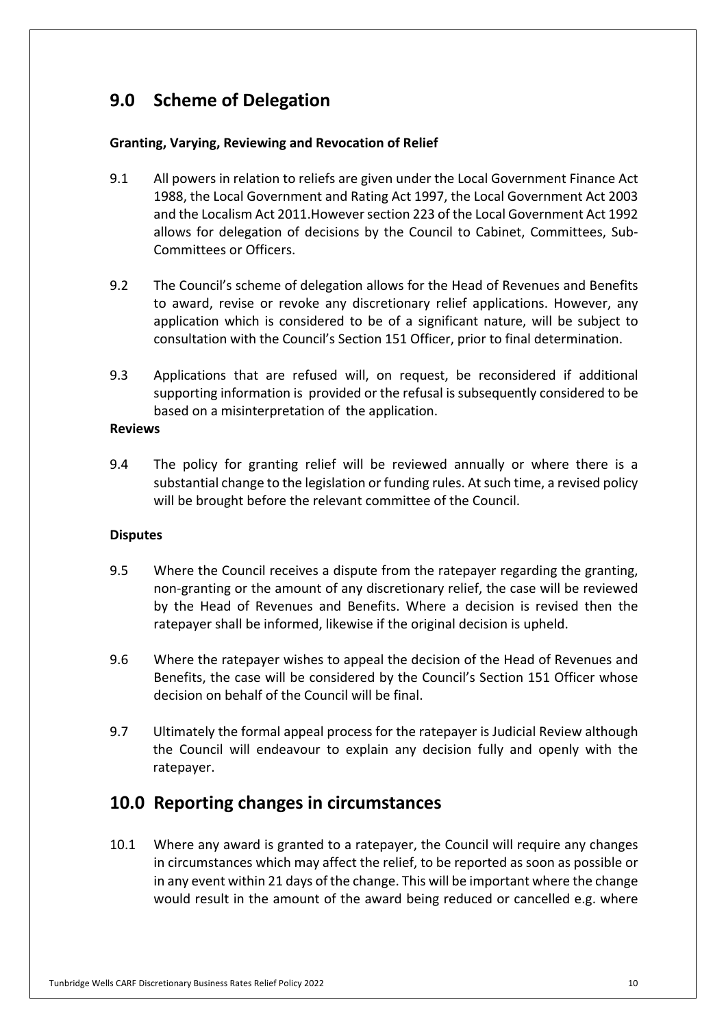## 9.0 Scheme of Delegation

**Granting, Varying, Reviewing and Revocation of Relief**

9.1 All powers in relation to reliefs are given under the Local Government Finance Act 1988, the Local Government and Rating Act 1997, the Local Government Act 2003 and the Localism Act 2011.However section 223 of the Local Government Act 1992 allows for delegation of decisions by the Council to Cabinet, Committees, Sub-Committees or Officers.

9.2 The Council's scheme of delegation allows for the Head of Revenues and Benefits to award, revise or revoke any discretionary relief applications. However, any application which is considered to be of a significant nature, will be subject to consultation with the Council's Section 151 Officer, prior to final determination.

9.3 Applications that are refused will, on request, be reconsidered if additional supporting information is provided or the refusal is subsequently considered to be based on a misinterpretation of the application.

**Reviews**

9.4 The policy for granting relief will be reviewed annually or where there is a substantial change to the legislation or funding rules. At such time, a revised policy will be brought before the relevant committee of the Council.

**Disputes**

9.5 Where the Council receives a dispute from the ratepayer regarding the granting, non-granting or the amount of any discretionary relief, the case will be reviewed by the Head of Revenues and Benefits. Where a decision is revised then the ratepayer shall be informed, likewise if the original decision is upheld.

9.6 Where the ratepayer wishes to appeal the decision of the Head of Revenues and Benefits, the case will be considered by the Council's Section 151 Officer whose decision on behalf of the Council will be final.

9.7 Ultimately the formal appeal process for the ratepayer is Judicial Review although the Council will endeavour to explain any decision fully and openly with the ratepayer.

## 10.0 Reporting changes in circumstances

10.1 Where any award is granted to a ratepayer, the Council will require any changes in circumstances which may affect the relief, to be reported as soon as possible or in any event within 21 days of the change. This will be important where the change would result in the amount of the award being reduced or cancelled e.g. where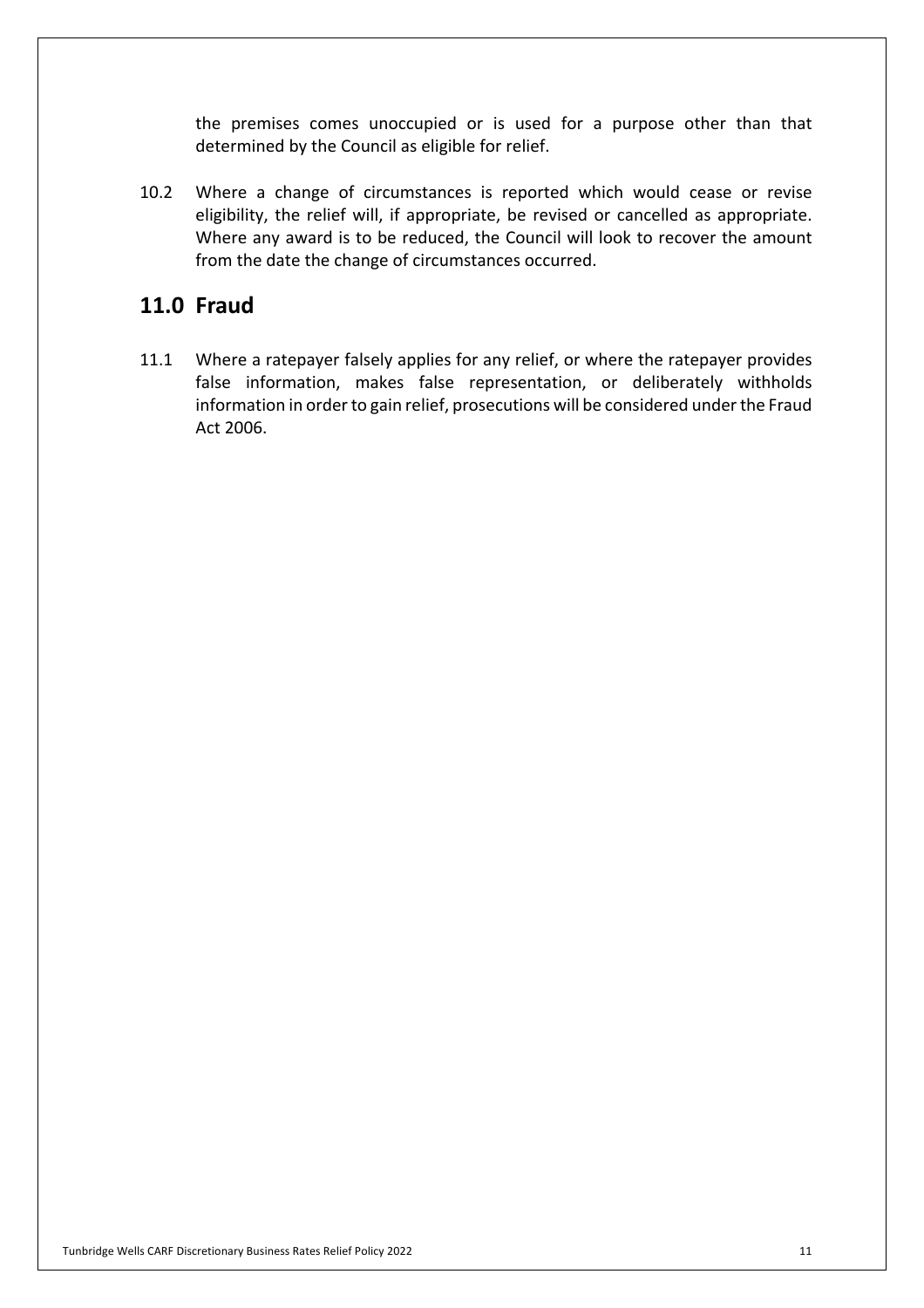the premises comes unoccupied or is used for a purpose other than that determined by the Council as eligible for relief.

10.2 Where a change of circumstances is reported which would cease or revise eligibility, the relief will, if appropriate, be revised or cancelled as appropriate. Where any award is to be reduced, the Council will look to recover the amount from the date the change of circumstances occurred.

## 11.0 Fraud

11.1 Where a ratepayer falsely applies for any relief, or where the ratepayer provides false information, makes false representation, or deliberately withholds information in order to gain relief, prosecutions will be considered under the Fraud Act 2006.